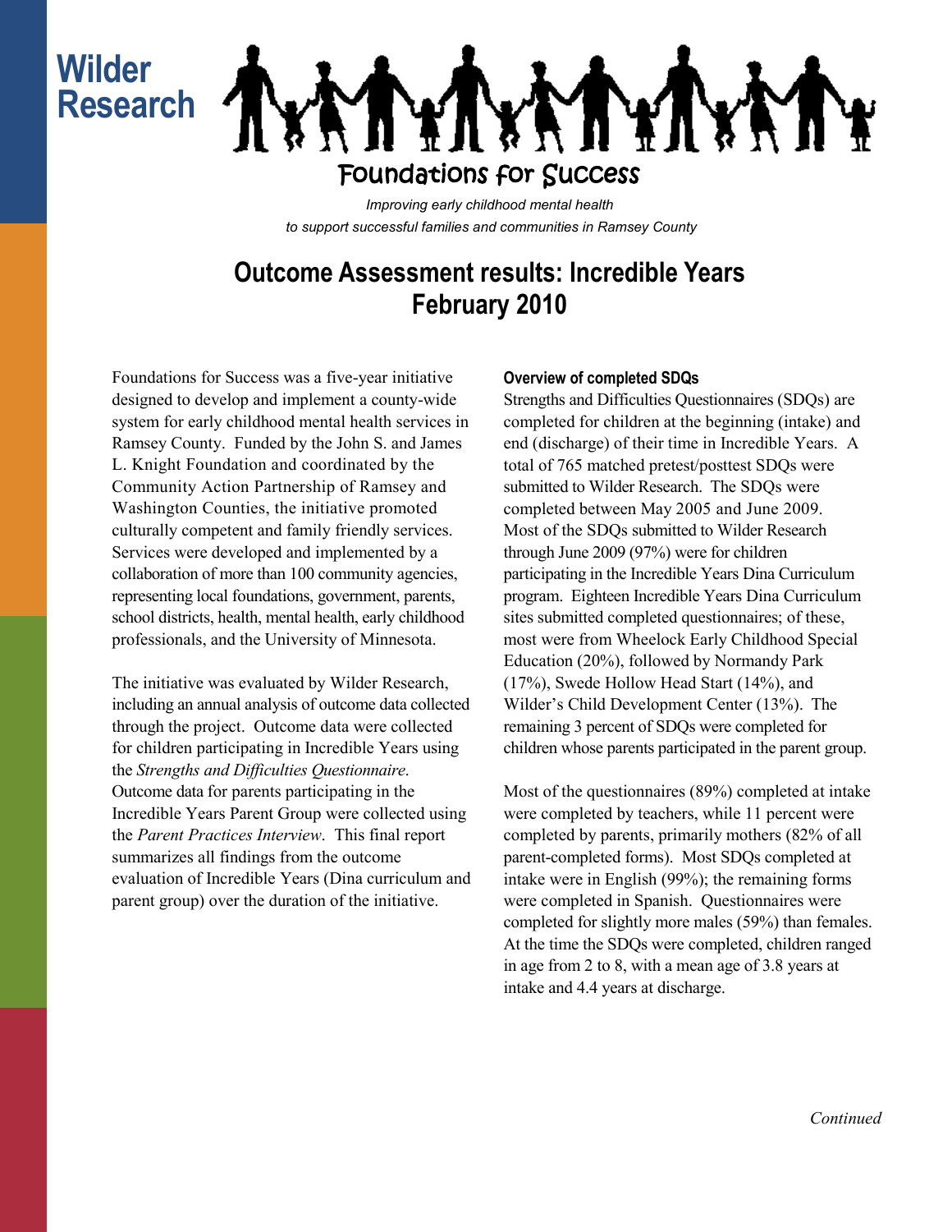Wilder Research

Foundations for Success

*Improving early childhood mental health to support successful families and communities in Ramsey County*

# Outcome Assessment results: Incredible Years February 2010

Foundations for Success was a five-year initiative designed to develop and implement a county-wide system for early childhood mental health services in Ramsey County. Funded by the John S. and James L. Knight Foundation and coordinated by the Community Action Partnership of Ramsey and Washington Counties, the initiative promoted culturally competent and family friendly services. Services were developed and implemented by a collaboration of more than 100 community agencies, representing local foundations, government, parents, school districts, health, mental health, early childhood professionals, and the University of Minnesota.

The initiative was evaluated by Wilder Research, including an annual analysis of outcome data collected through the project. Outcome data were collected for children participating in Incredible Years using the *Strengths and Difficulties Questionnaire*. Outcome data for parents participating in the Incredible Years Parent Group were collected using the *Parent Practices Interview*. This final report summarizes all findings from the outcome evaluation of Incredible Years (Dina curriculum and parent group) over the duration of the initiative.

### Overview of completed SDQs

Strengths and Difficulties Questionnaires (SDQs) are completed for children at the beginning (intake) and end (discharge) of their time in Incredible Years. A total of 765 matched pretest/posttest SDQs were submitted to Wilder Research. The SDQs were completed between May 2005 and June 2009. Most of the SDQs submitted to Wilder Research through June 2009 (97%) were for children participating in the Incredible Years Dina Curriculum program. Eighteen Incredible Years Dina Curriculum sites submitted completed questionnaires; of these, most were from Wheelock Early Childhood Special Education (20%), followed by Normandy Park (17%), Swede Hollow Head Start (14%), and Wilder's Child Development Center (13%). The remaining 3 percent of SDQs were completed for children whose parents participated in the parent group.

Most of the questionnaires (89%) completed at intake were completed by teachers, while 11 percent were completed by parents, primarily mothers (82% of all parent-completed forms). Most SDQs completed at intake were in English (99%); the remaining forms were completed in Spanish. Questionnaires were completed for slightly more males (59%) than females. At the time the SDQs were completed, children ranged in age from 2 to 8, with a mean age of 3.8 years at intake and 4.4 years at discharge.

*Continued*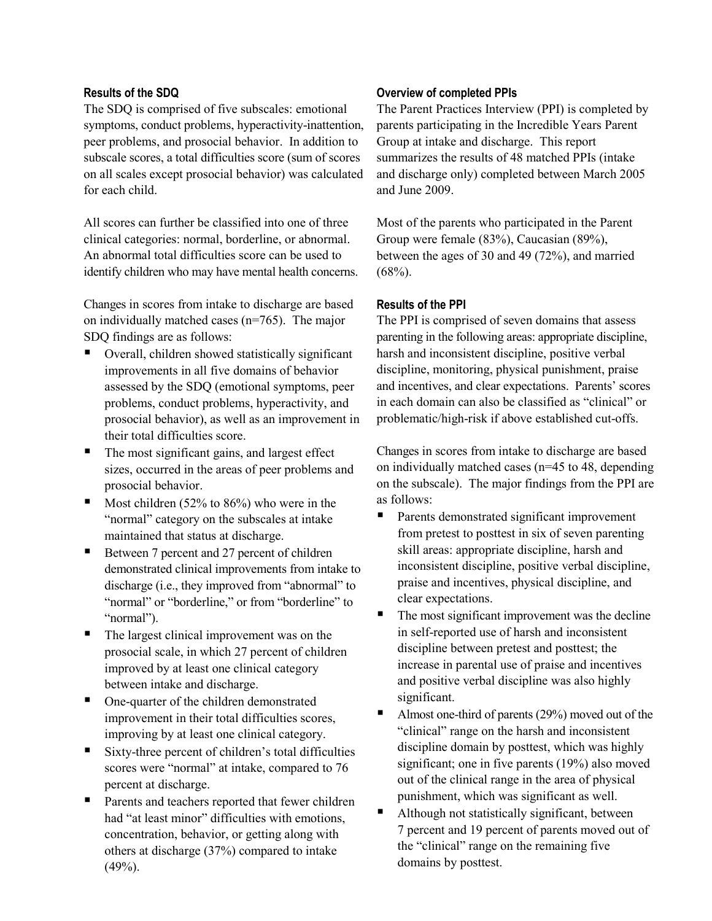### Results of the SDQ

The SDQ is comprised of five subscales: emotional symptoms, conduct problems, hyperactivity-inattention, peer problems, and prosocial behavior. In addition to subscale scores, a total difficulties score (sum of scores on all scales except prosocial behavior) was calculated for each child.

All scores can further be classified into one of three clinical categories: normal, borderline, or abnormal. An abnormal total difficulties score can be used to identify children who may have mental health concerns.

Changes in scores from intake to discharge are based on individually matched cases (n=765). The major SDQ findings are as follows:

- Overall, children showed statistically significant improvements in all five domains of behavior assessed by the SDQ (emotional symptoms, peer problems, conduct problems, hyperactivity, and prosocial behavior), as well as an improvement in their total difficulties score.
- The most significant gains, and largest effect sizes, occurred in the areas of peer problems and prosocial behavior.
- Most children (52% to 86%) who were in the "normal" category on the subscales at intake maintained that status at discharge.
- Between 7 percent and 27 percent of children demonstrated clinical improvements from intake to discharge (i.e., they improved from "abnormal" to "normal" or "borderline," or from "borderline" to "normal").
- The largest clinical improvement was on the prosocial scale, in which 27 percent of children improved by at least one clinical category between intake and discharge.
- One-quarter of the children demonstrated improvement in their total difficulties scores, improving by at least one clinical category.
- Sixty-three percent of children's total difficulties scores were "normal" at intake, compared to 76 percent at discharge.
- Parents and teachers reported that fewer children had "at least minor" difficulties with emotions, concentration, behavior, or getting along with others at discharge (37%) compared to intake (49%).

### Overview of completed PPIs

The Parent Practices Interview (PPI) is completed by parents participating in the Incredible Years Parent Group at intake and discharge. This report summarizes the results of 48 matched PPIs (intake and discharge only) completed between March 2005 and June 2009.

Most of the parents who participated in the Parent Group were female (83%), Caucasian (89%), between the ages of 30 and 49 (72%), and married (68%).

### Results of the PPI

The PPI is comprised of seven domains that assess parenting in the following areas: appropriate discipline, harsh and inconsistent discipline, positive verbal discipline, monitoring, physical punishment, praise and incentives, and clear expectations. Parents' scores in each domain can also be classified as "clinical" or problematic/high-risk if above established cut-offs.

Changes in scores from intake to discharge are based on individually matched cases (n=45 to 48, depending on the subscale). The major findings from the PPI are as follows:

- Parents demonstrated significant improvement from pretest to posttest in six of seven parenting skill areas: appropriate discipline, harsh and inconsistent discipline, positive verbal discipline, praise and incentives, physical discipline, and clear expectations.
- The most significant improvement was the decline in self-reported use of harsh and inconsistent discipline between pretest and posttest; the increase in parental use of praise and incentives and positive verbal discipline was also highly significant.
- Almost one-third of parents (29%) moved out of the "clinical" range on the harsh and inconsistent discipline domain by posttest, which was highly significant; one in five parents (19%) also moved out of the clinical range in the area of physical punishment, which was significant as well.
- Although not statistically significant, between 7 percent and 19 percent of parents moved out of the "clinical" range on the remaining five domains by posttest.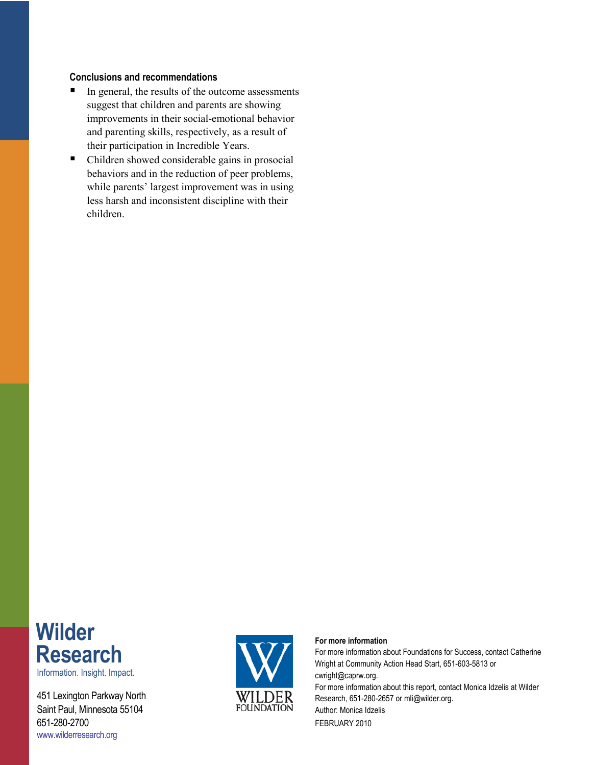### Conclusions and recommendations

- In general, the results of the outcome assessments suggest that children and parents are showing improvements in their social-emotional behavior and parenting skills, respectively, as a result of their participation in Incredible Years.
- Children showed considerable gains in prosocial behaviors and in the reduction of peer problems, while parents' largest improvement was in using less harsh and inconsistent discipline with their children.

**Wilder Research**

Information. Insight. Impact.

451 Lexington Parkway North
Saint Paul, Minnesota 55104
651-280-2700
www.wilderresearch.org

WILDER FOUNDATION

**For more information**

For more information about Foundations for Success, contact Catherine Wright at Community Action Head Start, 651-603-5813 or cwright@caprw.org.

For more information about this report, contact Monica Idzelis at Wilder Research, 651-280-2657 or mli@wilder.org.

Author: Monica Idzelis

FEBRUARY 2010